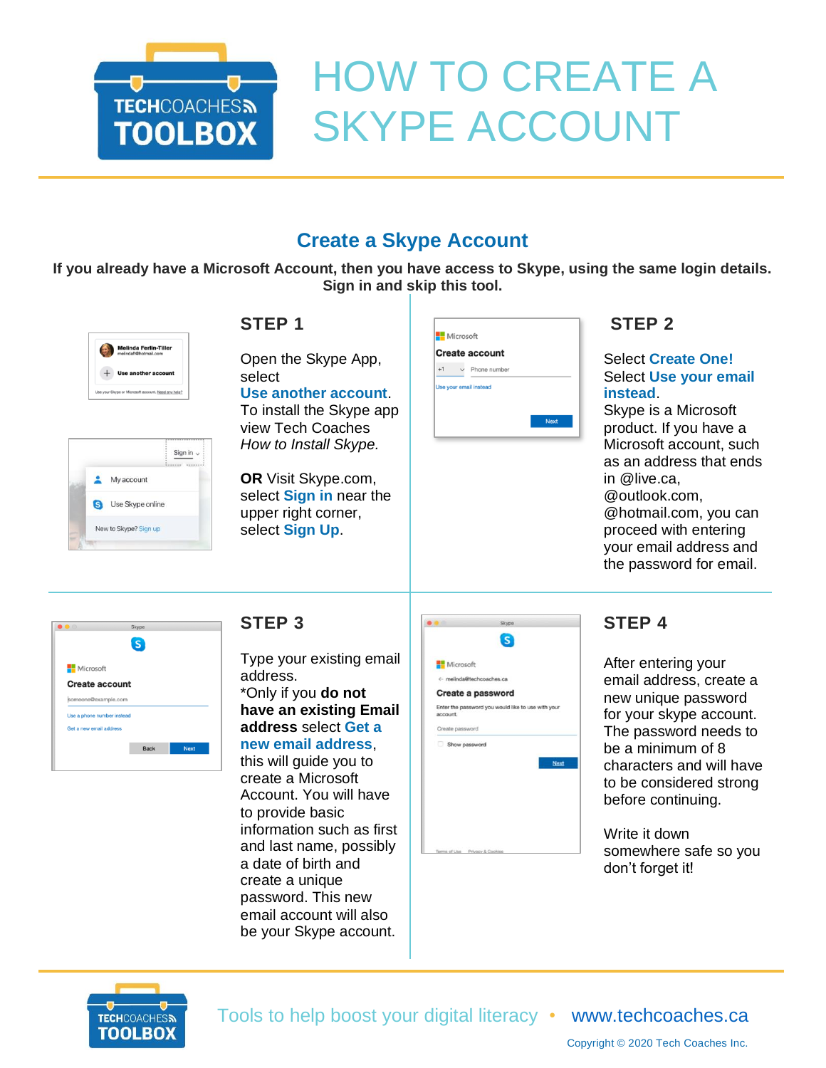# HOW TO CREATE A SKYPE ACCOUNT

## Create a Skype Account

**If you already have a Microsoft Account, then you have access to Skype, using the same login details. Sign in and skip this tool.**

### STEP 1

Open the Skype App, select **Use another account**. To install the Skype app view Tech Coaches *How to Install Skype.*

**OR** Visit Skype.com, select **Sign in** near the upper right corner, select **Sign Up**.

### STEP 2

Select **Create One!** Select **Use your email instead**. Skype is a Microsoft product. If you have a Microsoft account, such as an address that ends in @live.ca, @outlook.com, @hotmail.com, you can proceed with entering your email address and the password for email.

### STEP 3

Type your existing email address.
*Only if you **do not have an existing Email address** select **Get a new email address**, this will guide you to create a Microsoft Account. You will have to provide basic information such as first and last name, possibly a date of birth and create a unique password. This new email account will also be your Skype account.

### STEP 4

After entering your email address, create a new unique password for your skype account. The password needs to be a minimum of 8 characters and will have to be considered strong before continuing.

Write it down somewhere safe so you don't forget it!

Tools to help boost your digital literacy • www.techcoaches.ca

Copyright © 2020 Tech Coaches Inc.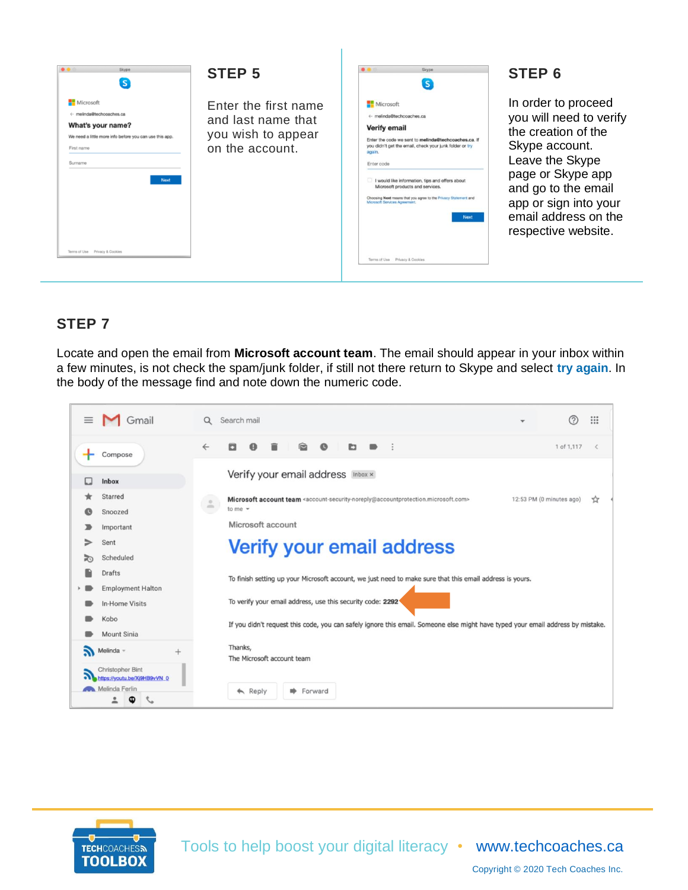## STEP 5

Enter the first name and last name that you wish to appear on the account.

## STEP 6

In order to proceed you will need to verify the creation of the Skype account. Leave the Skype page or Skype app and go to the email app or sign into your email address on the respective website.

## STEP 7

Locate and open the email from **Microsoft account team**. The email should appear in your inbox within a few minutes, is not check the spam/junk folder, if still not there return to Skype and select **try again**. In the body of the message find and note down the numeric code.

Tools to help boost your digital literacy • www.techcoaches.ca

Copyright © 2020 Tech Coaches Inc.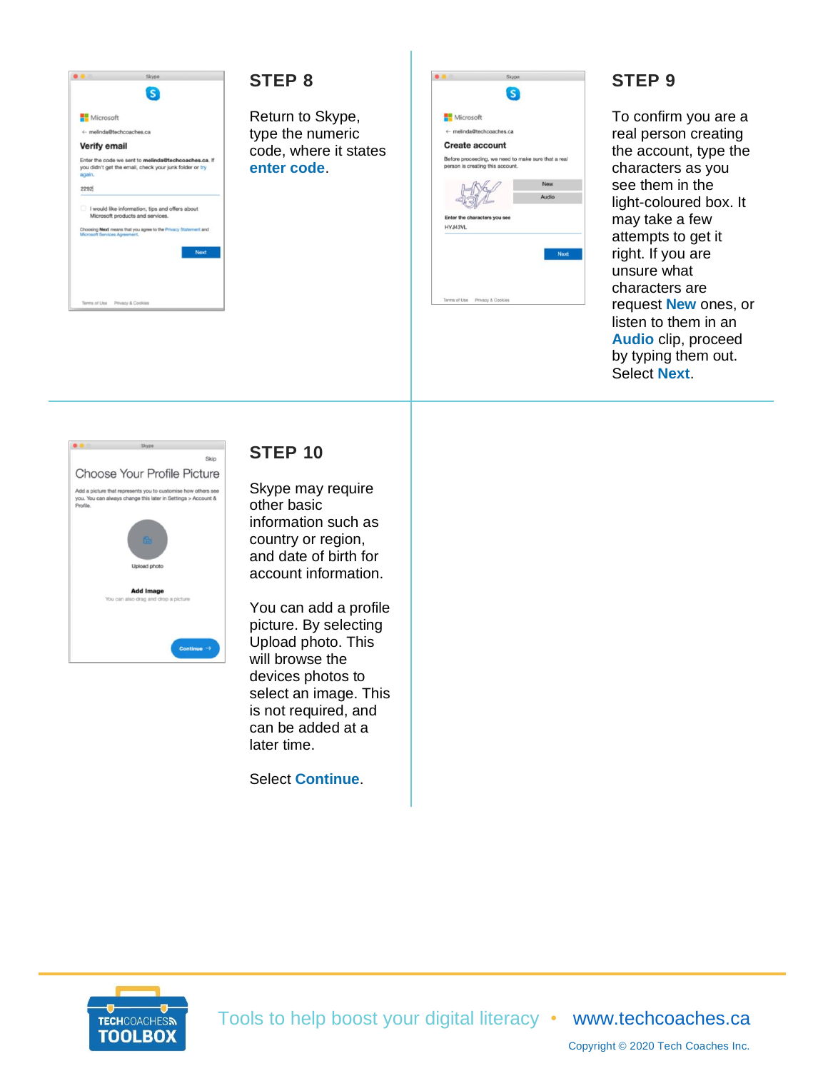## STEP 8

Return to Skype, type the numeric code, where it states **enter code**.

## STEP 9

To confirm you are a real person creating the account, type the characters as you see them in the light-coloured box. It may take a few attempts to get it right. If you are unsure what characters are request **New** ones, or listen to them in an **Audio** clip, proceed by typing them out. Select **Next**.

## STEP 10

Skype may require other basic information such as country or region, and date of birth for account information.

You can add a profile picture. By selecting Upload photo. This will browse the devices photos to select an image. This is not required, and can be added at a later time.

Select **Continue**.

Tools to help boost your digital literacy • www.techcoaches.ca

Copyright © 2020 Tech Coaches Inc.